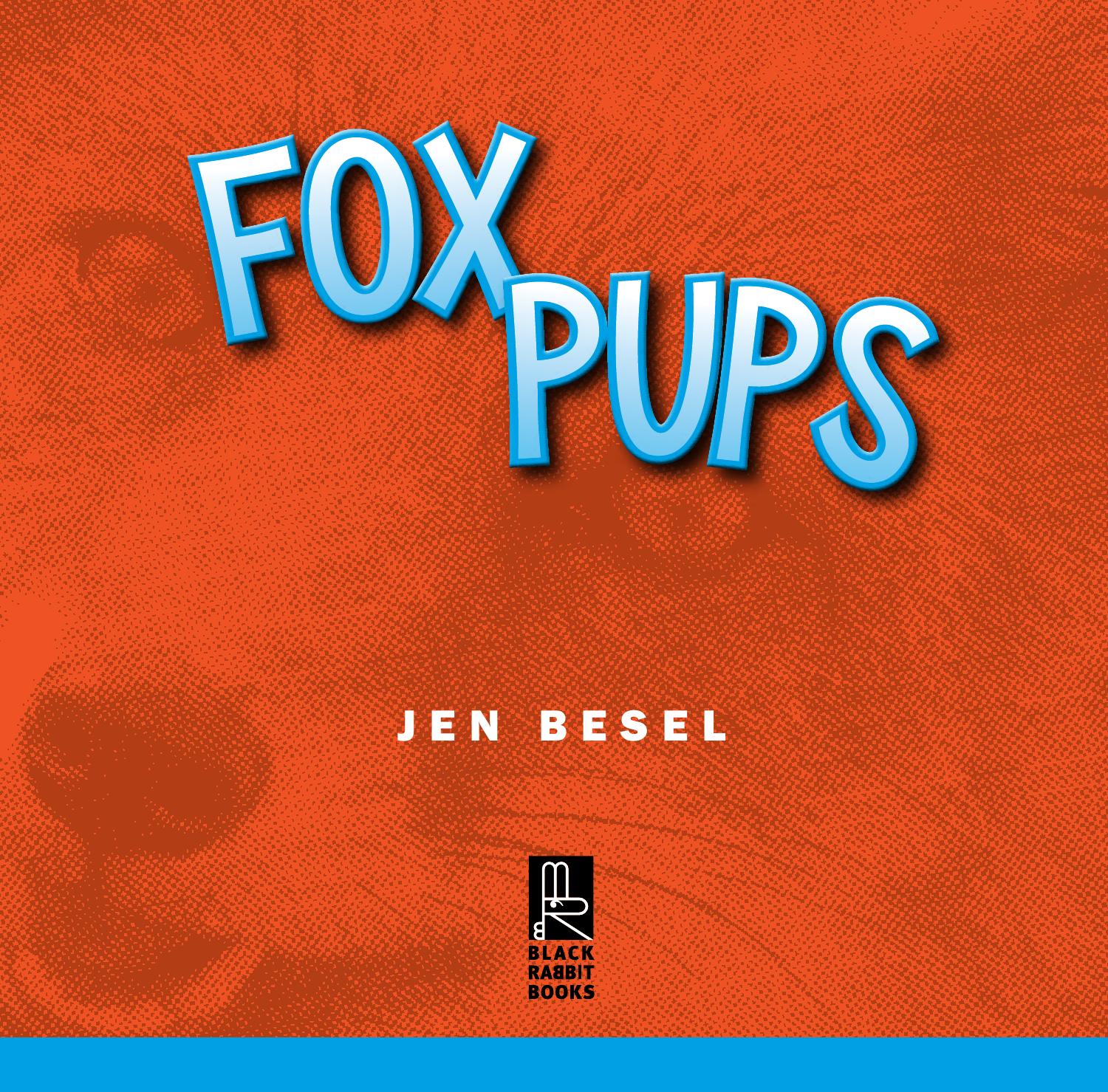# FOX PUPS

JEN BESEL

BLACK RABBIT BOOKS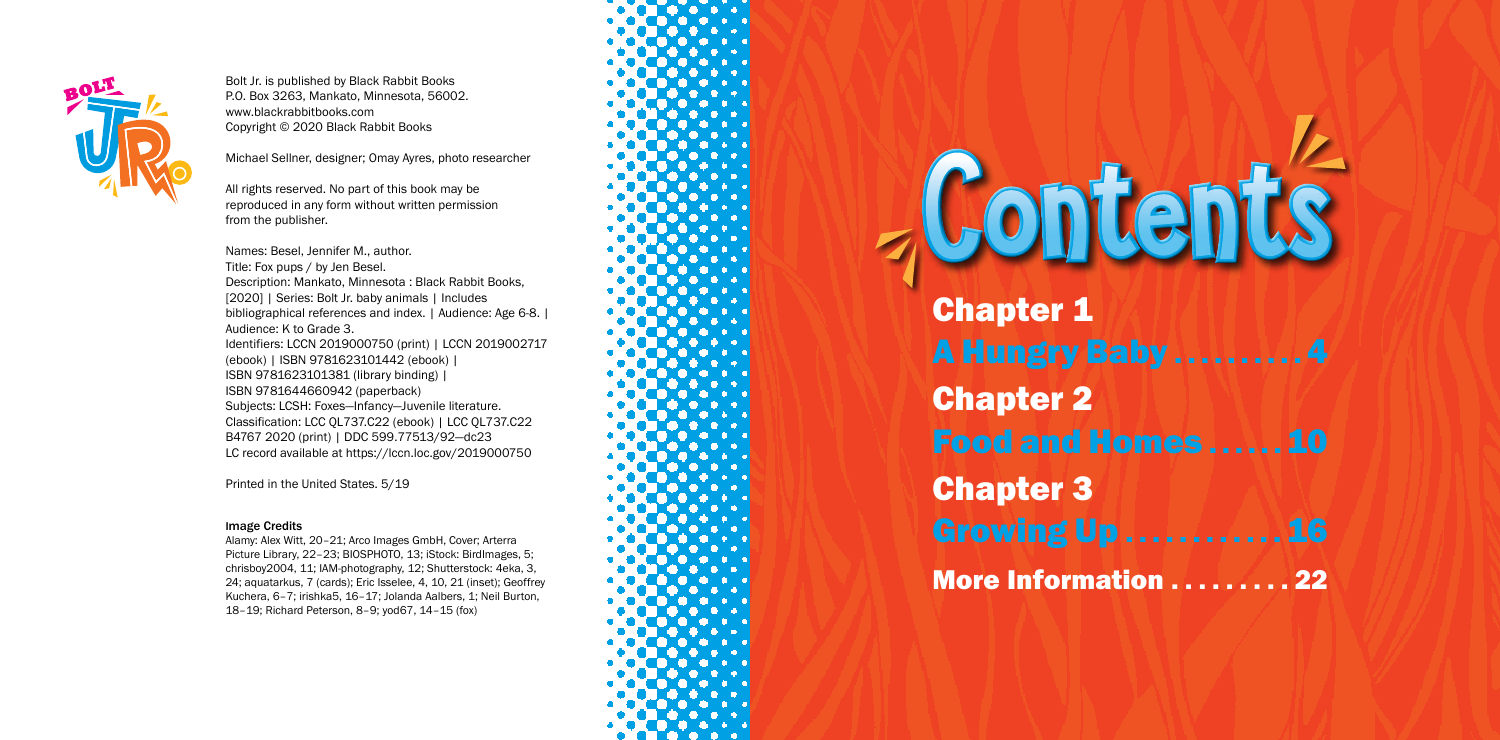Bolt Jr. is published by Black Rabbit Books
P.O. Box 3263, Mankato, Minnesota, 56002.
www.blackrabbitbooks.com
Copyright © 2020 Black Rabbit Books

Michael Sellner, designer; Omay Ayres, photo researcher

All rights reserved. No part of this book may be reproduced in any form without written permission from the publisher.

Names: Besel, Jennifer M., author.
Title: Fox pups / by Jen Besel.
Description: Mankato, Minnesota : Black Rabbit Books, [2020] | Series: Bolt Jr. baby animals | Includes bibliographical references and index. | Audience: Age 6-8. | Audience: K to Grade 3.
Identifiers: LCCN 2019000750 (print) | LCCN 2019002717 (ebook) | ISBN 9781623101442 (ebook) | ISBN 9781623101381 (library binding) | ISBN 9781644660942 (paperback)
Subjects: LCSH: Foxes—Infancy—Juvenile literature.
Classification: LCC QL737.C22 (ebook) | LCC QL737.C22 B4767 2020 (print) | DDC 599.77513/92—dc23
LC record available at https://lccn.loc.gov/2019000750

Printed in the United States. 5/19

#### Image Credits

Alamy: Alex Witt, 20–21; Arco Images GmbH, Cover; Arterra Picture Library, 22–23; BIOSPHOTO, 13; iStock: BirdImages, 5; chrisboy2004, 11; IAM-photography, 12; Shutterstock: 4eka, 3, 24; aquatarkus, 7 (cards); Eric Isselee, 4, 10, 21 (inset); Geoffrey Kuchera, 6–7; irishka5, 16–17; Jolanda Aalbers, 1; Neil Burton, 18–19; Richard Peterson, 8–9; yod67, 14–15 (fox)

# Contents

**Chapter 1**
A Hungry Baby . . . . . . . . . . 4

**Chapter 2**
Food and Homes . . . . . . 10

**Chapter 3**
Growing Up . . . . . . . . . . . 16

**More Information . . . . . . . . . 22**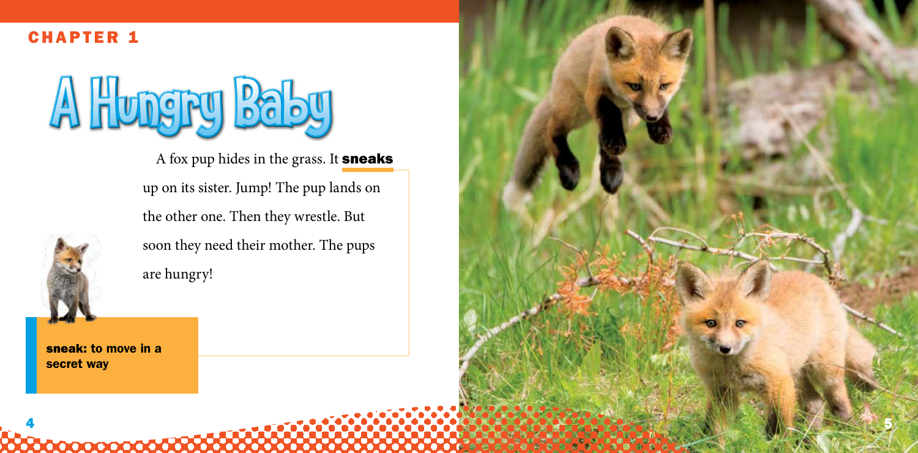CHAPTER 1

# A Hungry Baby

A fox pup hides in the grass. It **sneaks** up on its sister. Jump! The pup lands on the other one. Then they wrestle. But soon they need their mother. The pups are hungry!

**sneak:** to move in a secret way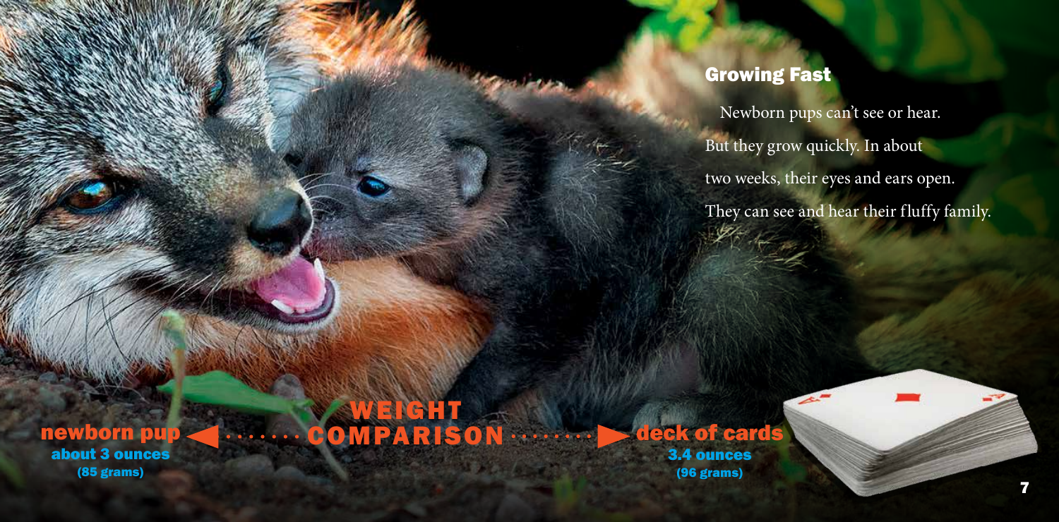## Growing Fast

Newborn pups can't see or hear. But they grow quickly. In about two weeks, their eyes and ears open. They can see and hear their fluffy family.

**WEIGHT COMPARISON**

**newborn pup**
about 3 ounces
(85 grams)

**deck of cards**
3.4 ounces
(96 grams)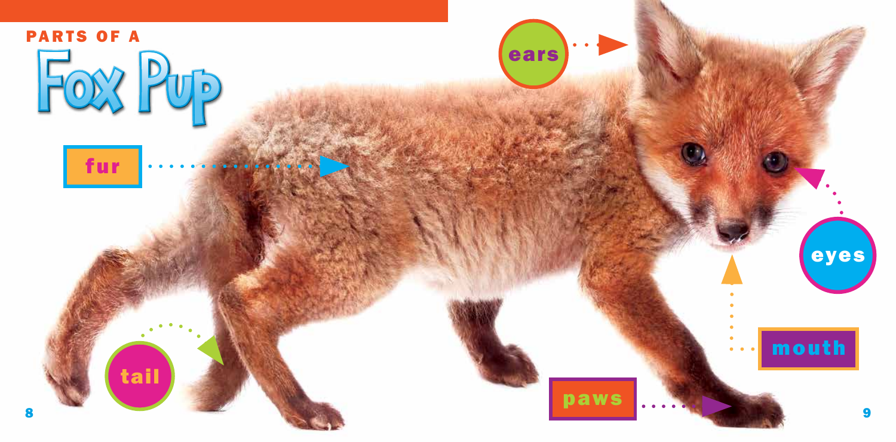# PARTS OF A Fox Pup

ears

fur

eyes

mouth

tail

paws